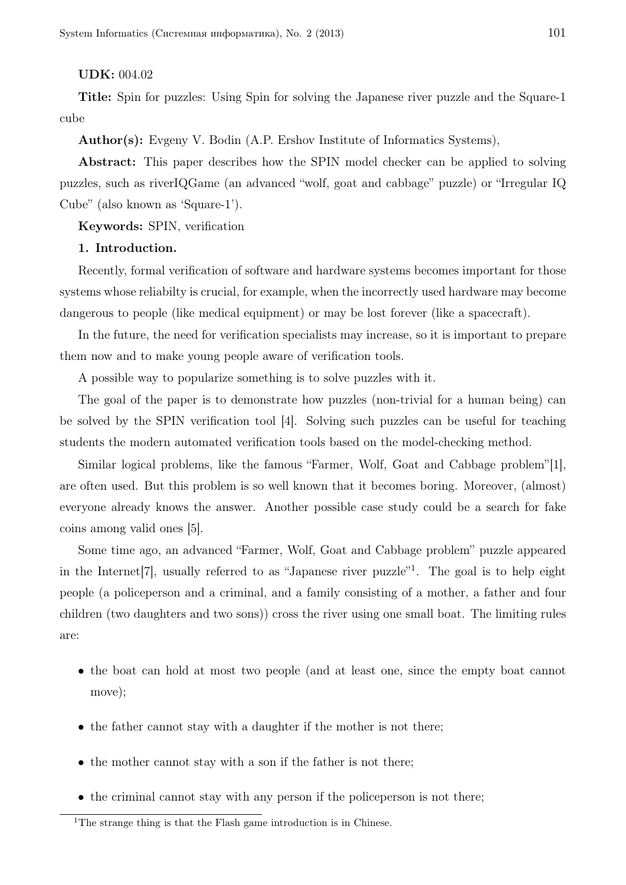**UDK:** 004.02

**Title:** Spin for puzzles: Using Spin for solving the Japanese river puzzle and the Square-1 cube

**Author(s):** Evgeny V. Bodin (A.P. Ershov Institute of Informatics Systems),

**Abstract:** This paper describes how the SPIN model checker can be applied to solving puzzles, such as riverIQGame (an advanced "wolf, goat and cabbage" puzzle) or "Irregular IQ Cube" (also known as 'Square-1').

**Keywords:** SPIN, verification

## 1. Introduction.

Recently, formal verification of software and hardware systems becomes important for those systems whose reliabilty is crucial, for example, when the incorrectly used hardware may become dangerous to people (like medical equipment) or may be lost forever (like a spacecraft).

In the future, the need for verification specialists may increase, so it is important to prepare them now and to make young people aware of verification tools.

A possible way to popularize something is to solve puzzles with it.

The goal of the paper is to demonstrate how puzzles (non-trivial for a human being) can be solved by the SPIN verification tool [4]. Solving such puzzles can be useful for teaching students the modern automated verification tools based on the model-checking method.

Similar logical problems, like the famous "Farmer, Wolf, Goat and Cabbage problem"[1], are often used. But this problem is so well known that it becomes boring. Moreover, (almost) everyone already knows the answer. Another possible case study could be a search for fake coins among valid ones [5].

Some time ago, an advanced "Farmer, Wolf, Goat and Cabbage problem" puzzle appeared in the Internet[7], usually referred to as "Japanese river puzzle"[1]. The goal is to help eight people (a policeperson and a criminal, and a family consisting of a mother, a father and four children (two daughters and two sons)) cross the river using one small boat. The limiting rules are:

- the boat can hold at most two people (and at least one, since the empty boat cannot move);
- the father cannot stay with a daughter if the mother is not there;
- the mother cannot stay with a son if the father is not there;
- the criminal cannot stay with any person if the policeperson is not there;

[1] The strange thing is that the Flash game introduction is in Chinese.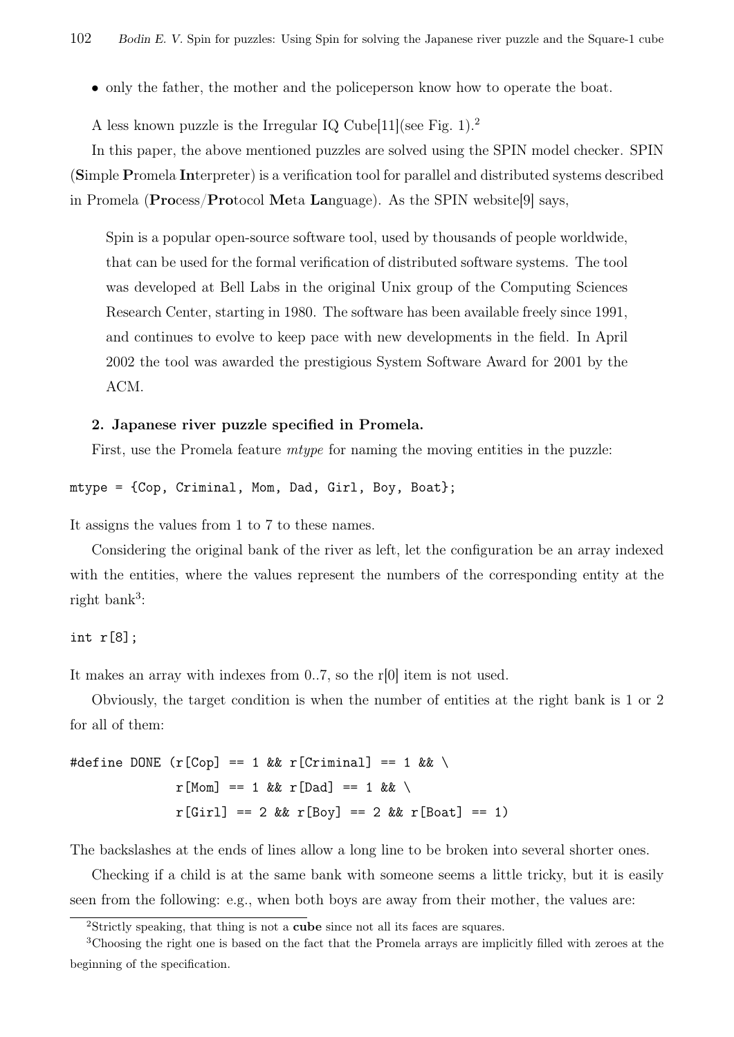- only the father, the mother and the policeperson know how to operate the boat.

A less known puzzle is the Irregular IQ Cube[11](see Fig. 1).[2]

In this paper, the above mentioned puzzles are solved using the SPIN model checker. SPIN (**S**imple **P**romela **In**terpreter) is a verification tool for parallel and distributed systems described in Promela (**Pro**cess/**Pro**tocol **Me**ta **La**nguage). As the SPIN website[9] says,

> Spin is a popular open-source software tool, used by thousands of people worldwide, that can be used for the formal verification of distributed software systems. The tool was developed at Bell Labs in the original Unix group of the Computing Sciences Research Center, starting in 1980. The software has been available freely since 1991, and continues to evolve to keep pace with new developments in the field. In April 2002 the tool was awarded the prestigious System Software Award for 2001 by the ACM.

**2. Japanese river puzzle specified in Promela.**

First, use the Promela feature *mtype* for naming the moving entities in the puzzle:

```
mtype = {Cop, Criminal, Mom, Dad, Girl, Boy, Boat};
```

It assigns the values from 1 to 7 to these names.

Considering the original bank of the river as left, let the configuration be an array indexed with the entities, where the values represent the numbers of the corresponding entity at the right bank[3]:

```
int r[8];
```

It makes an array with indexes from 0..7, so the r[0] item is not used.

Obviously, the target condition is when the number of entities at the right bank is 1 or 2 for all of them:

```
#define DONE (r[Cop] == 1 && r[Criminal] == 1 && \
              r[Mom] == 1 && r[Dad] == 1 && \
              r[Girl] == 2 && r[Boy] == 2 && r[Boat] == 1)
```

The backslashes at the ends of lines allow a long line to be broken into several shorter ones.

Checking if a child is at the same bank with someone seems a little tricky, but it is easily seen from the following: e.g., when both boys are away from their mother, the values are:

[2]Strictly speaking, that thing is not a **cube** since not all its faces are squares.

[3]Choosing the right one is based on the fact that the Promela arrays are implicitly filled with zeroes at the beginning of the specification.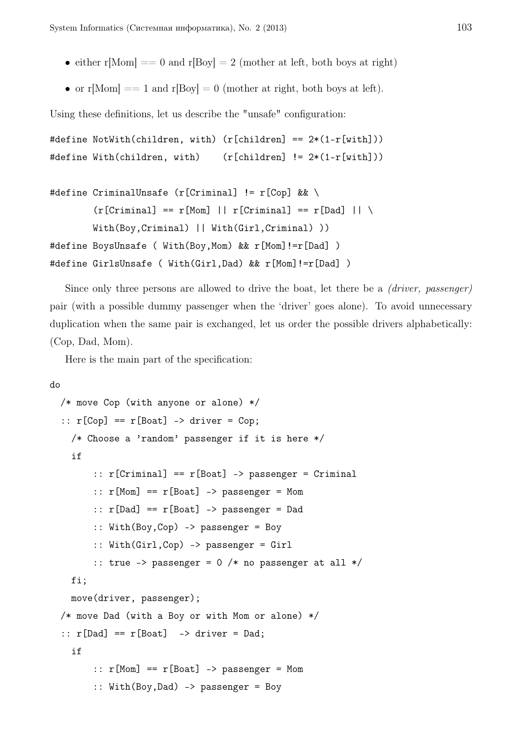- either r[Mom] == 0 and r[Boy] = 2 (mother at left, both boys at right)
- or r[Mom] == 1 and r[Boy] = 0 (mother at right, both boys at left).

Using these definitions, let us describe the "unsafe" configuration:

```
#define NotWith(children, with) (r[children] == 2*(1-r[with]))
#define With(children, with)    (r[children] != 2*(1-r[with]))

#define CriminalUnsafe (r[Criminal] != r[Cop] && \
        (r[Criminal] == r[Mom] || r[Criminal] == r[Dad] || \
        With(Boy,Criminal) || With(Girl,Criminal) ))
#define BoysUnsafe ( With(Boy,Mom) && r[Mom]!=r[Dad] )
#define GirlsUnsafe ( With(Girl,Dad) && r[Mom]!=r[Dad] )
```

Since only three persons are allowed to drive the boat, let there be a *(driver, passenger)* pair (with a possible dummy passenger when the 'driver' goes alone). To avoid unnecessary duplication when the same pair is exchanged, let us order the possible drivers alphabetically: (Cop, Dad, Mom).

Here is the main part of the specification:

```
do
  /* move Cop (with anyone or alone) */
  :: r[Cop] == r[Boat] -> driver = Cop;
    /* Choose a 'random' passenger if it is here */
    if
        :: r[Criminal] == r[Boat] -> passenger = Criminal
        :: r[Mom] == r[Boat] -> passenger = Mom
        :: r[Dad] == r[Boat] -> passenger = Dad
        :: With(Boy,Cop) -> passenger = Boy
        :: With(Girl,Cop) -> passenger = Girl
        :: true -> passenger = 0 /* no passenger at all */
    fi;
    move(driver, passenger);
  /* move Dad (with a Boy or with Mom or alone) */
  :: r[Dad] == r[Boat]  -> driver = Dad;
    if
        :: r[Mom] == r[Boat] -> passenger = Mom
        :: With(Boy,Dad) -> passenger = Boy
```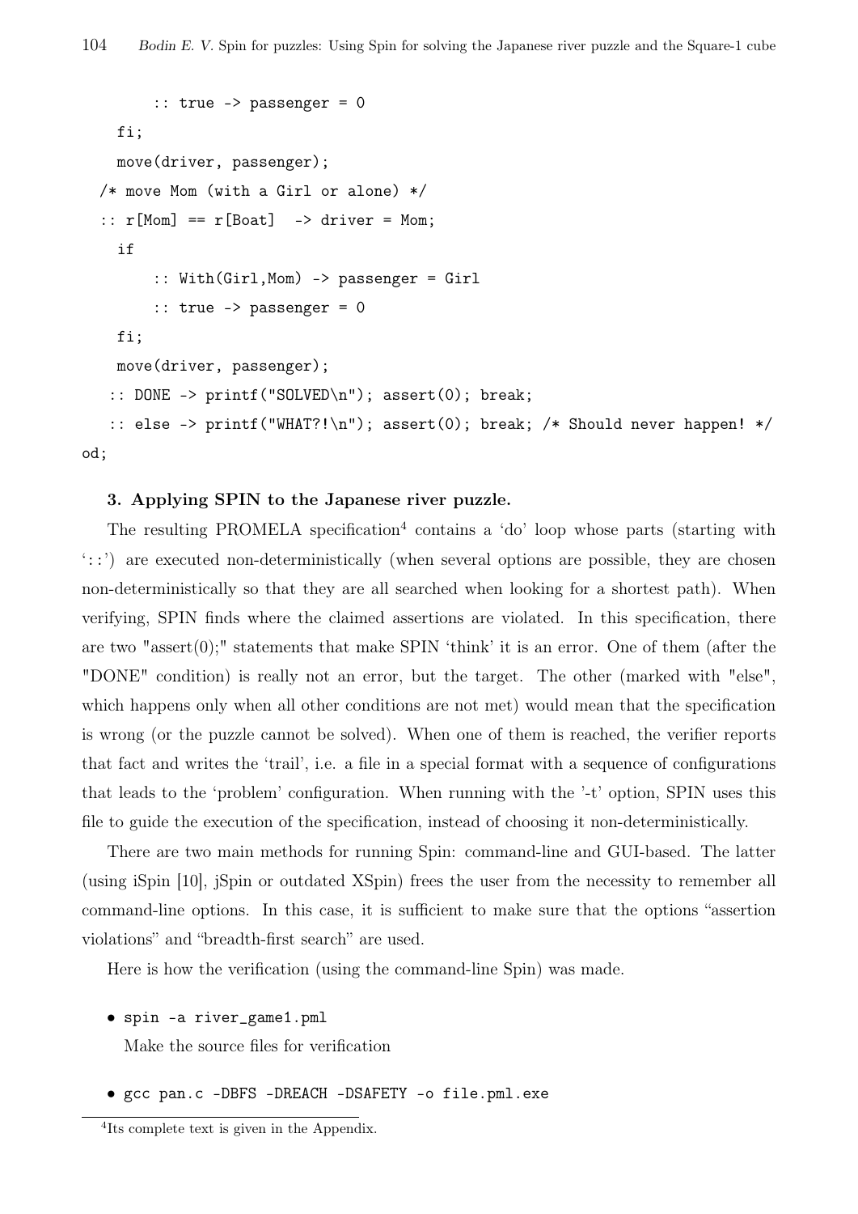```
        :: true -> passenger = 0
    fi;
    move(driver, passenger);
  /* move Mom (with a Girl or alone) */
  :: r[Mom] == r[Boat]  -> driver = Mom;
    if
        :: With(Girl,Mom) -> passenger = Girl
        :: true -> passenger = 0
    fi;
    move(driver, passenger);
   :: DONE -> printf("SOLVED\n"); assert(0); break;
   :: else -> printf("WHAT?!\n"); assert(0); break; /* Should never happen! */
od;
```

**3. Applying SPIN to the Japanese river puzzle.**

The resulting PROMELA specification[4] contains a 'do' loop whose parts (starting with '::') are executed non-deterministically (when several options are possible, they are chosen non-deterministically so that they are all searched when looking for a shortest path). When verifying, SPIN finds where the claimed assertions are violated. In this specification, there are two "assert(0);" statements that make SPIN 'think' it is an error. One of them (after the "DONE" condition) is really not an error, but the target. The other (marked with "else", which happens only when all other conditions are not met) would mean that the specification is wrong (or the puzzle cannot be solved). When one of them is reached, the verifier reports that fact and writes the 'trail', i.e. a file in a special format with a sequence of configurations that leads to the 'problem' configuration. When running with the '-t' option, SPIN uses this file to guide the execution of the specification, instead of choosing it non-deterministically.

There are two main methods for running Spin: command-line and GUI-based. The latter (using iSpin [10], jSpin or outdated XSpin) frees the user from the necessity to remember all command-line options. In this case, it is sufficient to make sure that the options "assertion violations" and "breadth-first search" are used.

Here is how the verification (using the command-line Spin) was made.

- `spin -a river_game1.pml`
  Make the source files for verification
- `gcc pan.c -DBFS -DREACH -DSAFETY -o file.pml.exe`

[4] Its complete text is given in the Appendix.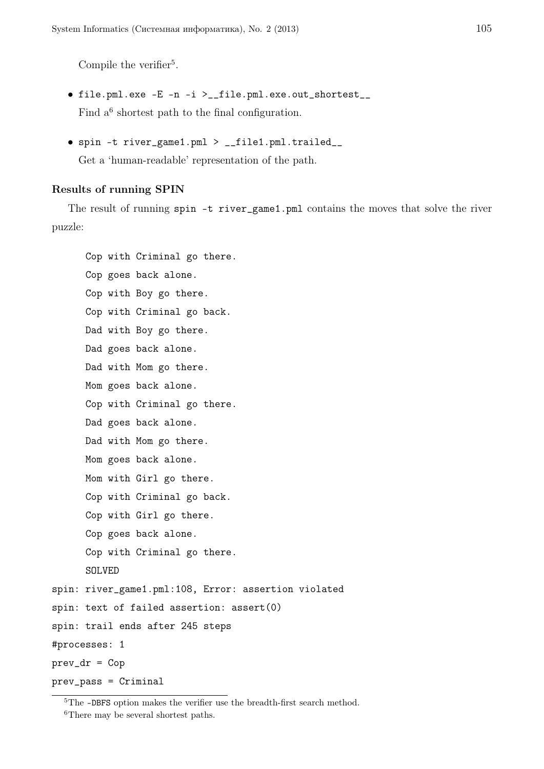Compile the verifier[5].

- `file.pml.exe -E -n -i >__file.pml.exe.out_shortest__`
  Find a[6] shortest path to the final configuration.

- `spin -t river_game1.pml > __file1.pml.trailed__`
  Get a 'human-readable' representation of the path.

**Results of running SPIN**

The result of running `spin -t river_game1.pml` contains the moves that solve the river puzzle:

```
    Cop with Criminal go there.
    Cop goes back alone.
    Cop with Boy go there.
    Cop with Criminal go back.
    Dad with Boy go there.
    Dad goes back alone.
    Dad with Mom go there.
    Mom goes back alone.
    Cop with Criminal go there.
    Dad goes back alone.
    Dad with Mom go there.
    Mom goes back alone.
    Mom with Girl go there.
    Cop with Criminal go back.
    Cop with Girl go there.
    Cop goes back alone.
    Cop with Criminal go there.
    SOLVED
spin: river_game1.pml:108, Error: assertion violated
spin: text of failed assertion: assert(0)
spin: trail ends after 245 steps
#processes: 1
prev_dr = Cop
prev_pass = Criminal
```

---

[5] The `-DBFS` option makes the verifier use the breadth-first search method.

[6] There may be several shortest paths.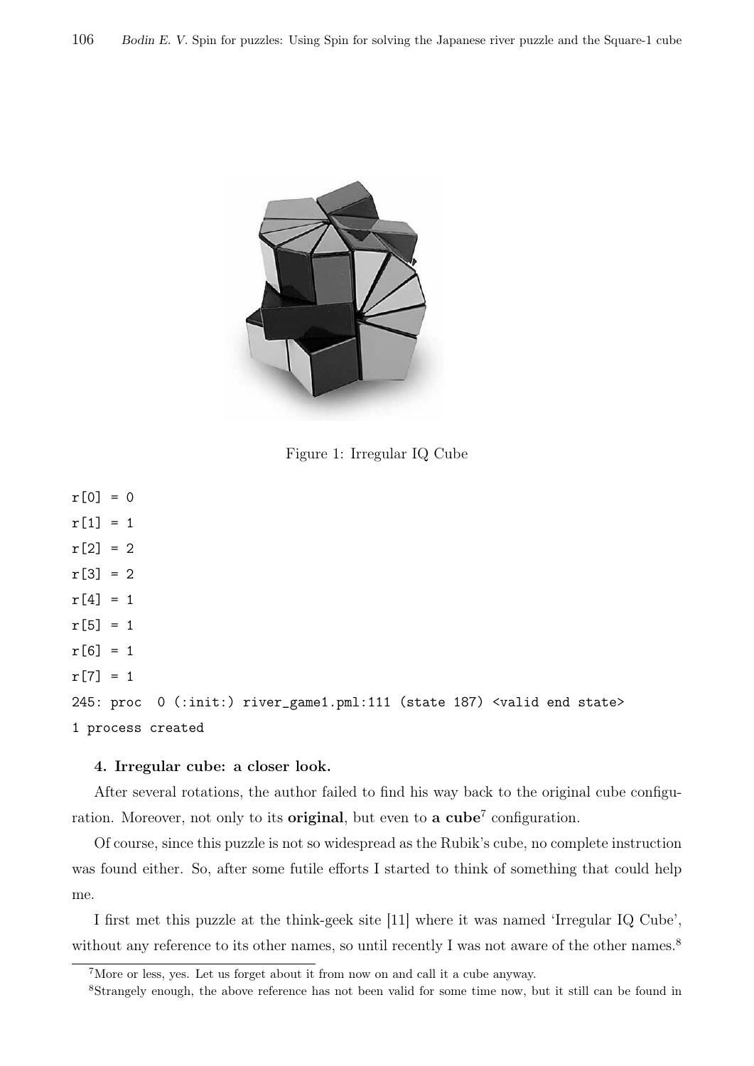Figure 1: Irregular IQ Cube

```
r[0] = 0
r[1] = 1
r[2] = 2
r[3] = 2
r[4] = 1
r[5] = 1
r[6] = 1
r[7] = 1
245: proc  0 (:init:) river_game1.pml:111 (state 187) <valid end state>
1 process created
```

**4. Irregular cube: a closer look.**

After several rotations, the author failed to find his way back to the original cube configuration. Moreover, not only to its **original**, but even to **a cube**[7] configuration.

Of course, since this puzzle is not so widespread as the Rubik's cube, no complete instruction was found either. So, after some futile efforts I started to think of something that could help me.

I first met this puzzle at the think-geek site [11] where it was named 'Irregular IQ Cube', without any reference to its other names, so until recently I was not aware of the other names.[8]

[7] More or less, yes. Let us forget about it from now on and call it a cube anyway.

[8] Strangely enough, the above reference has not been valid for some time now, but it still can be found in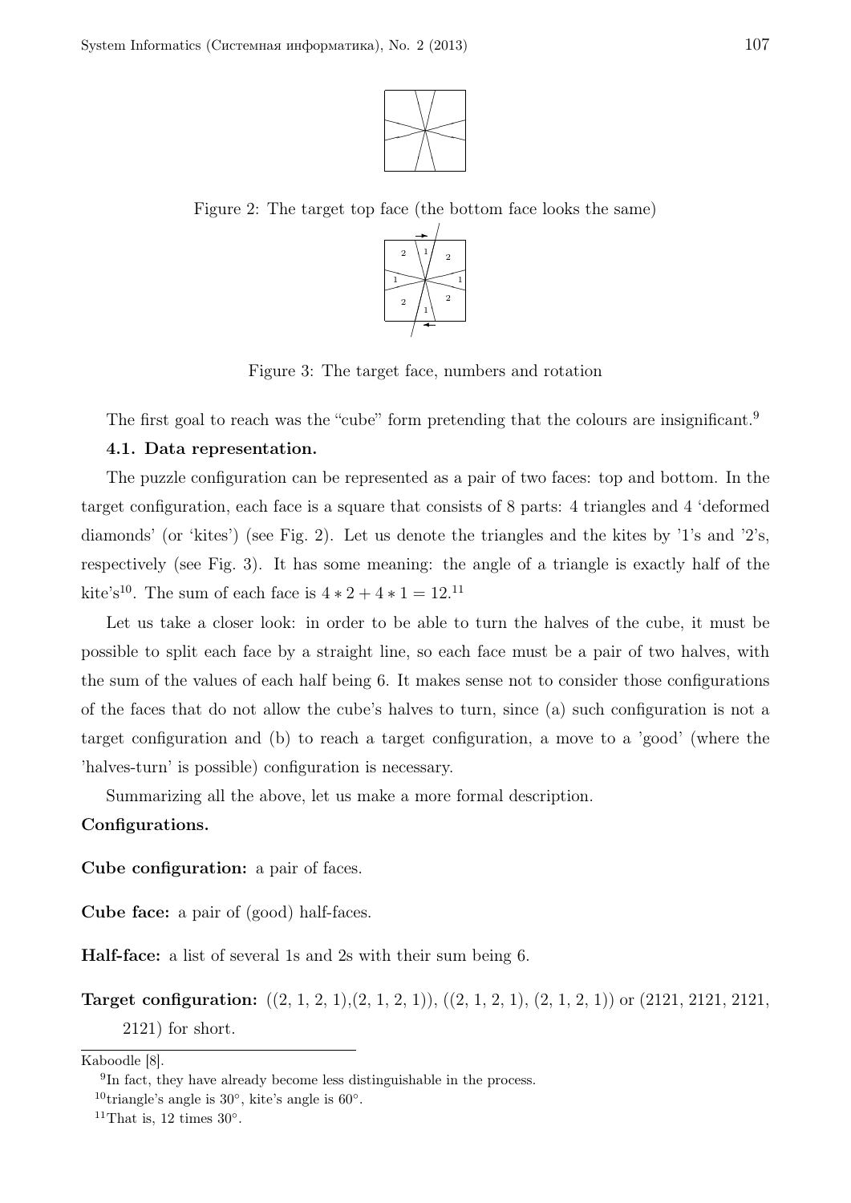Figure 2: The target top face (the bottom face looks the same)

Figure 3: The target face, numbers and rotation

The first goal to reach was the "cube" form pretending that the colours are insignificant.[9]

**4.1. Data representation.**

The puzzle configuration can be represented as a pair of two faces: top and bottom. In the target configuration, each face is a square that consists of 8 parts: 4 triangles and 4 'deformed diamonds' (or 'kites') (see Fig. 2). Let us denote the triangles and the kites by '1's and '2's, respectively (see Fig. 3). It has some meaning: the angle of a triangle is exactly half of the kite's[10]. The sum of each face is $4 * 2 + 4 * 1 = 12$.[11]

Let us take a closer look: in order to be able to turn the halves of the cube, it must be possible to split each face by a straight line, so each face must be a pair of two halves, with the sum of the values of each half being 6. It makes sense not to consider those configurations of the faces that do not allow the cube's halves to turn, since (a) such configuration is not a target configuration and (b) to reach a target configuration, a move to a 'good' (where the 'halves-turn' is possible) configuration is necessary.

Summarizing all the above, let us make a more formal description.

**Configurations.**

**Cube configuration:** a pair of faces.

**Cube face:** a pair of (good) half-faces.

**Half-face:** a list of several 1s and 2s with their sum being 6.

**Target configuration:** ((2, 1, 2, 1),(2, 1, 2, 1)), ((2, 1, 2, 1), (2, 1, 2, 1)) or (2121, 2121, 2121, 2121) for short.

Kaboodle [8].

[9] In fact, they have already become less distinguishable in the process.

[10] triangle's angle is 30°, kite's angle is 60°.

[11] That is, 12 times 30°.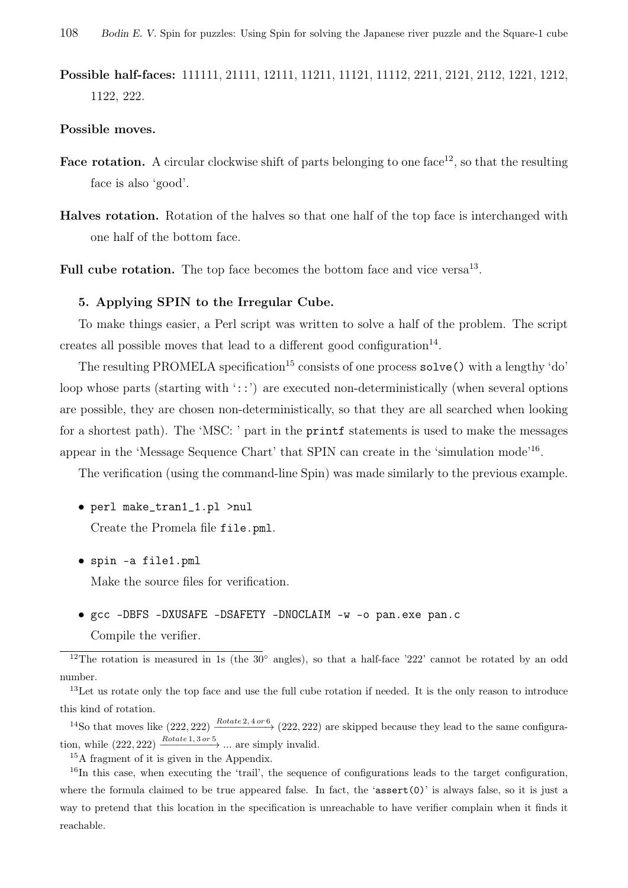**Possible half-faces:** 111111, 21111, 12111, 11211, 11121, 11112, 2211, 2121, 2112, 1221, 1212, 1122, 222.

**Possible moves.**

**Face rotation.** A circular clockwise shift of parts belonging to one face[12], so that the resulting face is also 'good'.

**Halves rotation.** Rotation of the halves so that one half of the top face is interchanged with one half of the bottom face.

**Full cube rotation.** The top face becomes the bottom face and vice versa[13].

### 5. Applying SPIN to the Irregular Cube.

To make things easier, a Perl script was written to solve a half of the problem. The script creates all possible moves that lead to a different good configuration[14].

The resulting PROMELA specification[15] consists of one process `solve()` with a lengthy 'do' loop whose parts (starting with '`::`') are executed non-deterministically (when several options are possible, they are chosen non-deterministically, so that they are all searched when looking for a shortest path). The 'MSC: ' part in the `printf` statements is used to make the messages appear in the 'Message Sequence Chart' that SPIN can create in the 'simulation mode'[16].

The verification (using the command-line Spin) was made similarly to the previous example.

- `perl make_tran1_1.pl >nul`
  Create the Promela file `file.pml`.

- `spin -a file1.pml`
  Make the source files for verification.

- `gcc -DBFS -DXUSAFE -DSAFETY -DNOCLAIM -w -o pan.exe pan.c`
  Compile the verifier.

---

[12] The rotation is measured in 1s (the 30° angles), so that a half-face '222' cannot be rotated by an odd number.

[13] Let us rotate only the top face and use the full cube rotation if needed. It is the only reason to introduce this kind of rotation.

[14] So that moves like $(222, 222) \xrightarrow{Rotate\,2,\,4\,or\,6} (222, 222)$ are skipped because they lead to the same configuration, while $(222, 222) \xrightarrow{Rotate\,1,\,3\,or\,5} ...$ are simply invalid.

[15] A fragment of it is given in the Appendix.

[16] In this case, when executing the 'trail', the sequence of configurations leads to the target configuration, where the formula claimed to be true appeared false. In fact, the '`assert(0)`' is always false, so it is just a way to pretend that this location in the specification is unreachable to have verifier complain when it finds it reachable.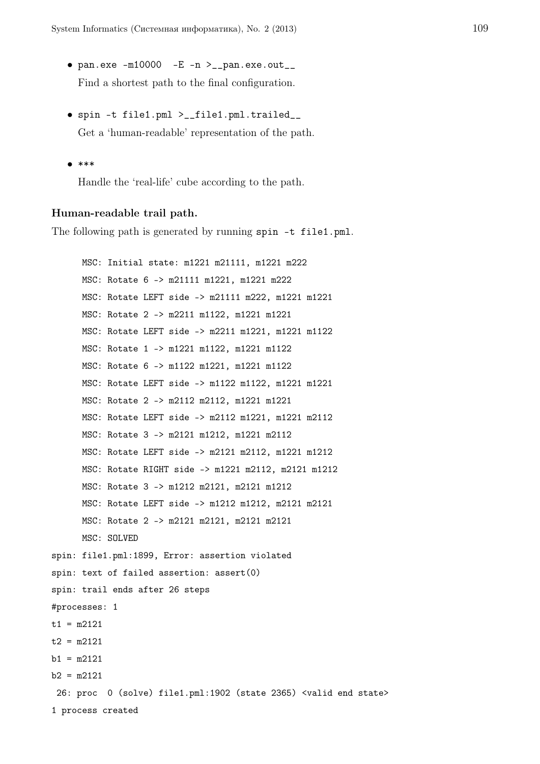- `pan.exe -m10000  -E -n >__pan.exe.out__`

  Find a shortest path to the final configuration.

- `spin -t file1.pml >__file1.pml.trailed__`

  Get a 'human-readable' representation of the path.

- `***`

  Handle the 'real-life' cube according to the path.

**Human-readable trail path.**

The following path is generated by running `spin -t file1.pml`.

```
      MSC: Initial state: m1221 m21111, m1221 m222
      MSC: Rotate 6 -> m21111 m1221, m1221 m222
      MSC: Rotate LEFT side -> m21111 m222, m1221 m1221
      MSC: Rotate 2 -> m2211 m1122, m1221 m1221
      MSC: Rotate LEFT side -> m2211 m1221, m1221 m1122
      MSC: Rotate 1 -> m1221 m1122, m1221 m1122
      MSC: Rotate 6 -> m1122 m1221, m1221 m1122
      MSC: Rotate LEFT side -> m1122 m1122, m1221 m1221
      MSC: Rotate 2 -> m2112 m2112, m1221 m1221
      MSC: Rotate LEFT side -> m2112 m1221, m1221 m2112
      MSC: Rotate 3 -> m2121 m1212, m1221 m2112
      MSC: Rotate LEFT side -> m2121 m2112, m1221 m1212
      MSC: Rotate RIGHT side -> m1221 m2112, m2121 m1212
      MSC: Rotate 3 -> m1212 m2121, m2121 m1212
      MSC: Rotate LEFT side -> m1212 m1212, m2121 m2121
      MSC: Rotate 2 -> m2121 m2121, m2121 m2121
      MSC: SOLVED
spin: file1.pml:1899, Error: assertion violated
spin: text of failed assertion: assert(0)
spin: trail ends after 26 steps
#processes: 1
t1 = m2121
t2 = m2121
b1 = m2121
b2 = m2121
 26: proc  0 (solve) file1.pml:1902 (state 2365) <valid end state>
1 process created
```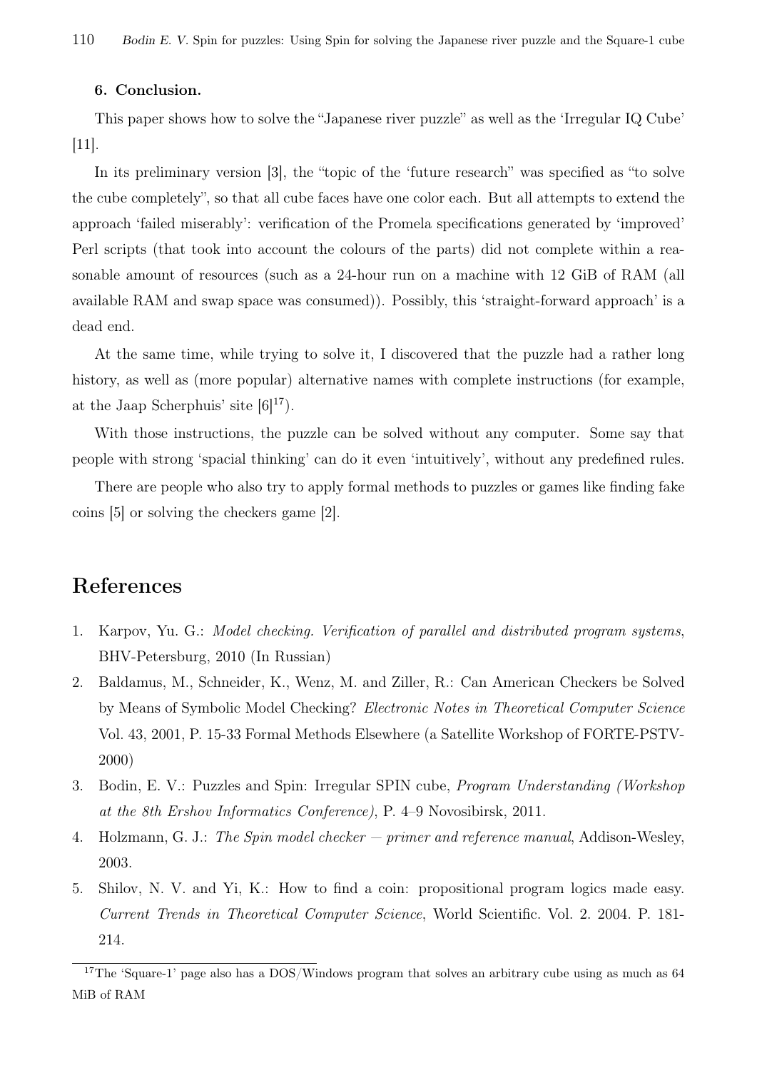### 6. Conclusion.

This paper shows how to solve the "Japanese river puzzle" as well as the 'Irregular IQ Cube' [11].

In its preliminary version [3], the "topic of the 'future research" was specified as "to solve the cube completely", so that all cube faces have one color each. But all attempts to extend the approach 'failed miserably': verification of the Promela specifications generated by 'improved' Perl scripts (that took into account the colours of the parts) did not complete within a reasonable amount of resources (such as a 24-hour run on a machine with 12 GiB of RAM (all available RAM and swap space was consumed)). Possibly, this 'straight-forward approach' is a dead end.

At the same time, while trying to solve it, I discovered that the puzzle had a rather long history, as well as (more popular) alternative names with complete instructions (for example, at the Jaap Scherphuis' site [6][17]).

With those instructions, the puzzle can be solved without any computer. Some say that people with strong 'spacial thinking' can do it even 'intuitively', without any predefined rules.

There are people who also try to apply formal methods to puzzles or games like finding fake coins [5] or solving the checkers game [2].

## References

1. Karpov, Yu. G.: *Model checking. Verification of parallel and distributed program systems*, BHV-Petersburg, 2010 (In Russian)
2. Baldamus, M., Schneider, K., Wenz, M. and Ziller, R.: Can American Checkers be Solved by Means of Symbolic Model Checking? *Electronic Notes in Theoretical Computer Science* Vol. 43, 2001, P. 15-33 Formal Methods Elsewhere (a Satellite Workshop of FORTE-PSTV-2000)
3. Bodin, E. V.: Puzzles and Spin: Irregular SPIN cube, *Program Understanding (Workshop at the 8th Ershov Informatics Conference)*, P. 4–9 Novosibirsk, 2011.
4. Holzmann, G. J.: *The Spin model checker — primer and reference manual*, Addison-Wesley, 2003.
5. Shilov, N. V. and Yi, K.: How to find a coin: propositional program logics made easy. *Current Trends in Theoretical Computer Science*, World Scientific. Vol. 2. 2004. P. 181-214.

[17] The 'Square-1' page also has a DOS/Windows program that solves an arbitrary cube using as much as 64 MiB of RAM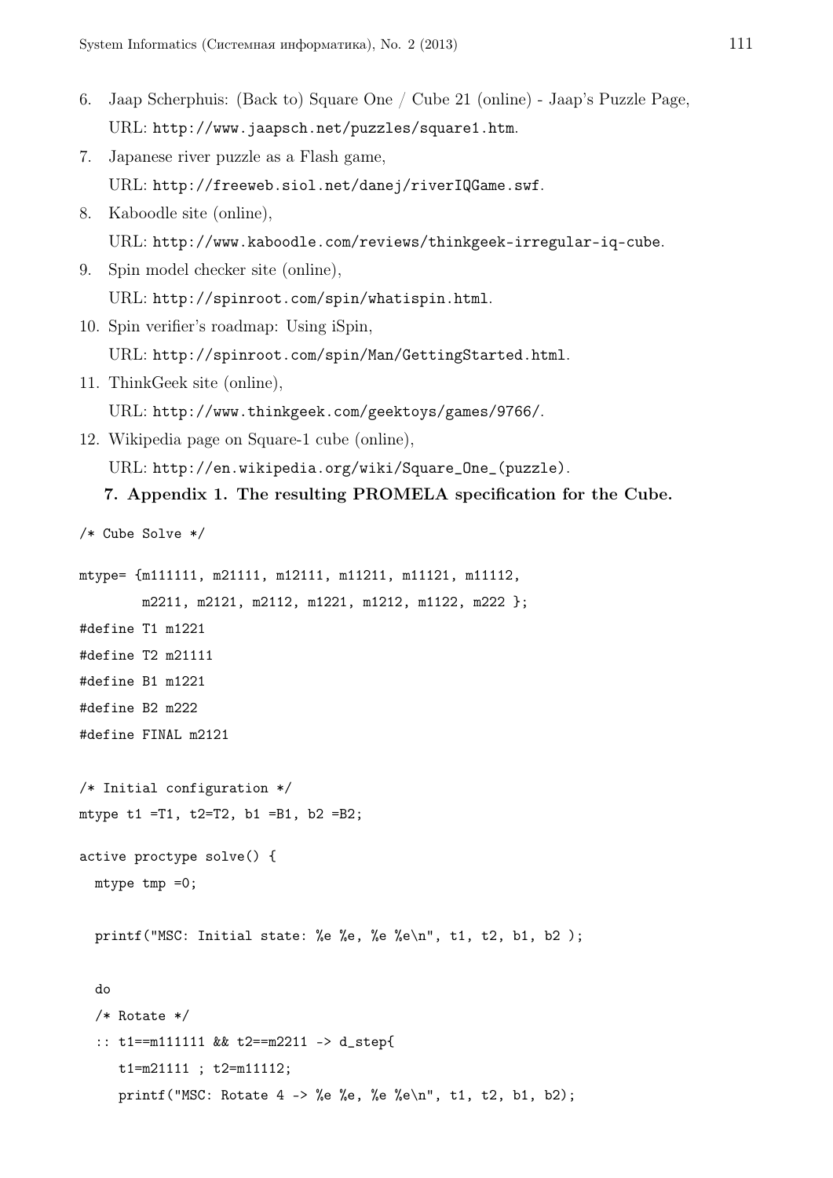6. Jaap Scherphuis: (Back to) Square One / Cube 21 (online) - Jaap's Puzzle Page, URL: http://www.jaapsch.net/puzzles/square1.htm.
7. Japanese river puzzle as a Flash game, URL: http://freeweb.siol.net/danej/riverIQGame.swf.
8. Kaboodle site (online), URL: http://www.kaboodle.com/reviews/thinkgeek-irregular-iq-cube.
9. Spin model checker site (online), URL: http://spinroot.com/spin/whatispin.html.
10. Spin verifier's roadmap: Using iSpin, URL: http://spinroot.com/spin/Man/GettingStarted.html.
11. ThinkGeek site (online), URL: http://www.thinkgeek.com/geektoys/games/9766/.
12. Wikipedia page on Square-1 cube (online), URL: http://en.wikipedia.org/wiki/Square_One_(puzzle).

## 7. Appendix 1. The resulting PROMELA specification for the Cube.

```
/* Cube Solve */

mtype= {m111111, m21111, m12111, m11211, m11121, m11112,
        m2211, m2121, m2112, m1221, m1212, m1122, m222 };
#define T1 m1221
#define T2 m21111
#define B1 m1221
#define B2 m222
#define FINAL m2121

/* Initial configuration */
mtype t1 =T1, t2=T2, b1 =B1, b2 =B2;

active proctype solve() {
  mtype tmp =0;

  printf("MSC: Initial state: %e %e, %e %e\n", t1, t2, b1, b2 );

  do
  /* Rotate */
  :: t1==m111111 && t2==m2211 -> d_step{
     t1=m21111 ; t2=m11112;
     printf("MSC: Rotate 4 -> %e %e, %e %e\n", t1, t2, b1, b2);
```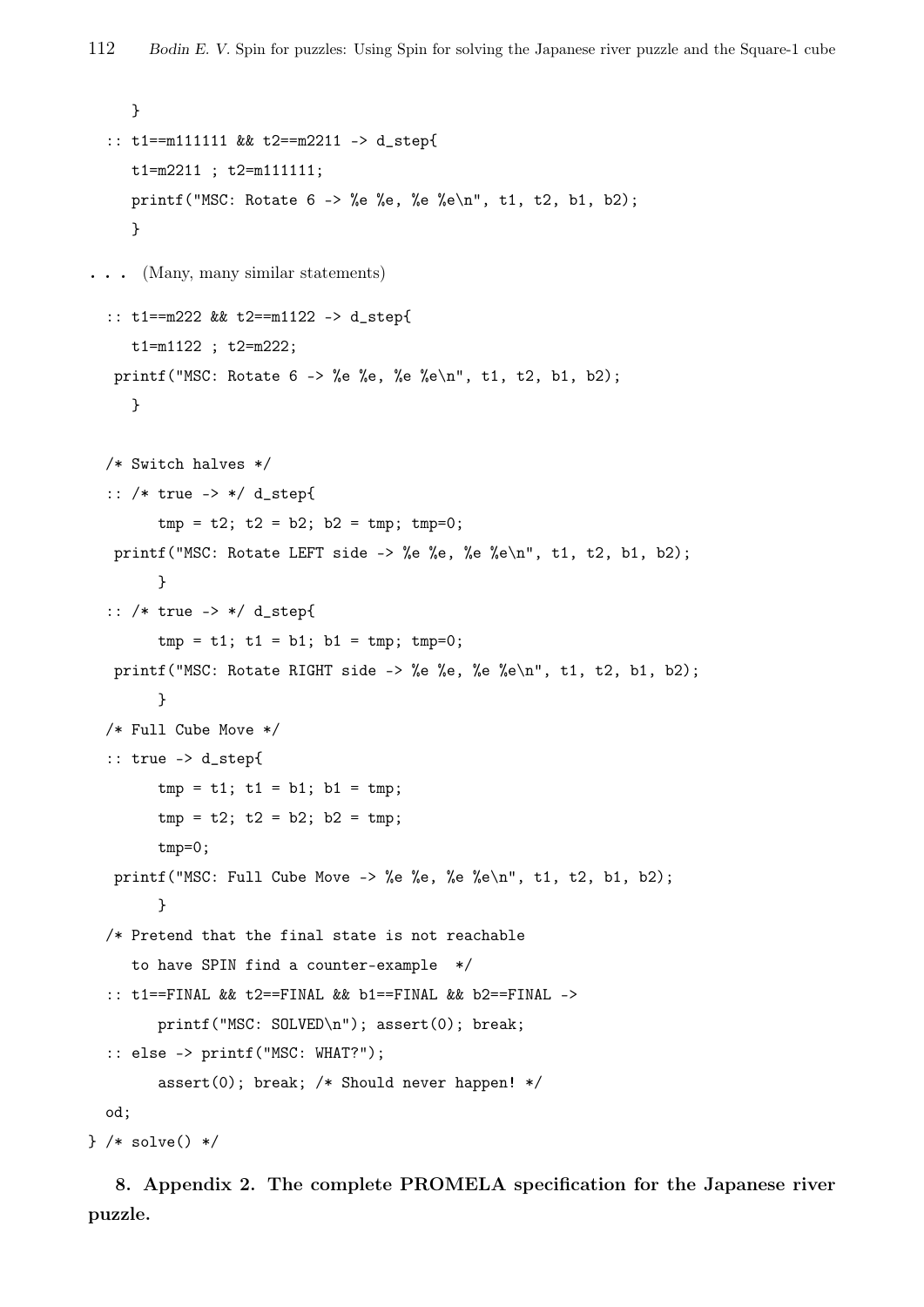```
    }
  :: t1==m111111 && t2==m2211 -> d_step{
    t1=m2211 ; t2=m111111;
    printf("MSC: Rotate 6 -> %e %e, %e %e\n", t1, t2, b1, b2);
    }
```

. . . (Many, many similar statements)

```
  :: t1==m222 && t2==m1122 -> d_step{
    t1=m1122 ; t2=m222;
   printf("MSC: Rotate 6 -> %e %e, %e %e\n", t1, t2, b1, b2);
    }

  /* Switch halves */
  :: /* true -> */ d_step{
        tmp = t2; t2 = b2; b2 = tmp; tmp=0;
   printf("MSC: Rotate LEFT side -> %e %e, %e %e\n", t1, t2, b1, b2);
        }
  :: /* true -> */ d_step{
        tmp = t1; t1 = b1; b1 = tmp; tmp=0;
   printf("MSC: Rotate RIGHT side -> %e %e, %e %e\n", t1, t2, b1, b2);
        }
  /* Full Cube Move */
  :: true -> d_step{
        tmp = t1; t1 = b1; b1 = tmp;
        tmp = t2; t2 = b2; b2 = tmp;
        tmp=0;
   printf("MSC: Full Cube Move -> %e %e, %e %e\n", t1, t2, b1, b2);
        }
  /* Pretend that the final state is not reachable
    to have SPIN find a counter-example  */
  :: t1==FINAL && t2==FINAL && b1==FINAL && b2==FINAL ->
        printf("MSC: SOLVED\n"); assert(0); break;
  :: else -> printf("MSC: WHAT?");
        assert(0); break; /* Should never happen! */
  od;
} /* solve() */
```

**8. Appendix 2. The complete PROMELA specification for the Japanese river puzzle.**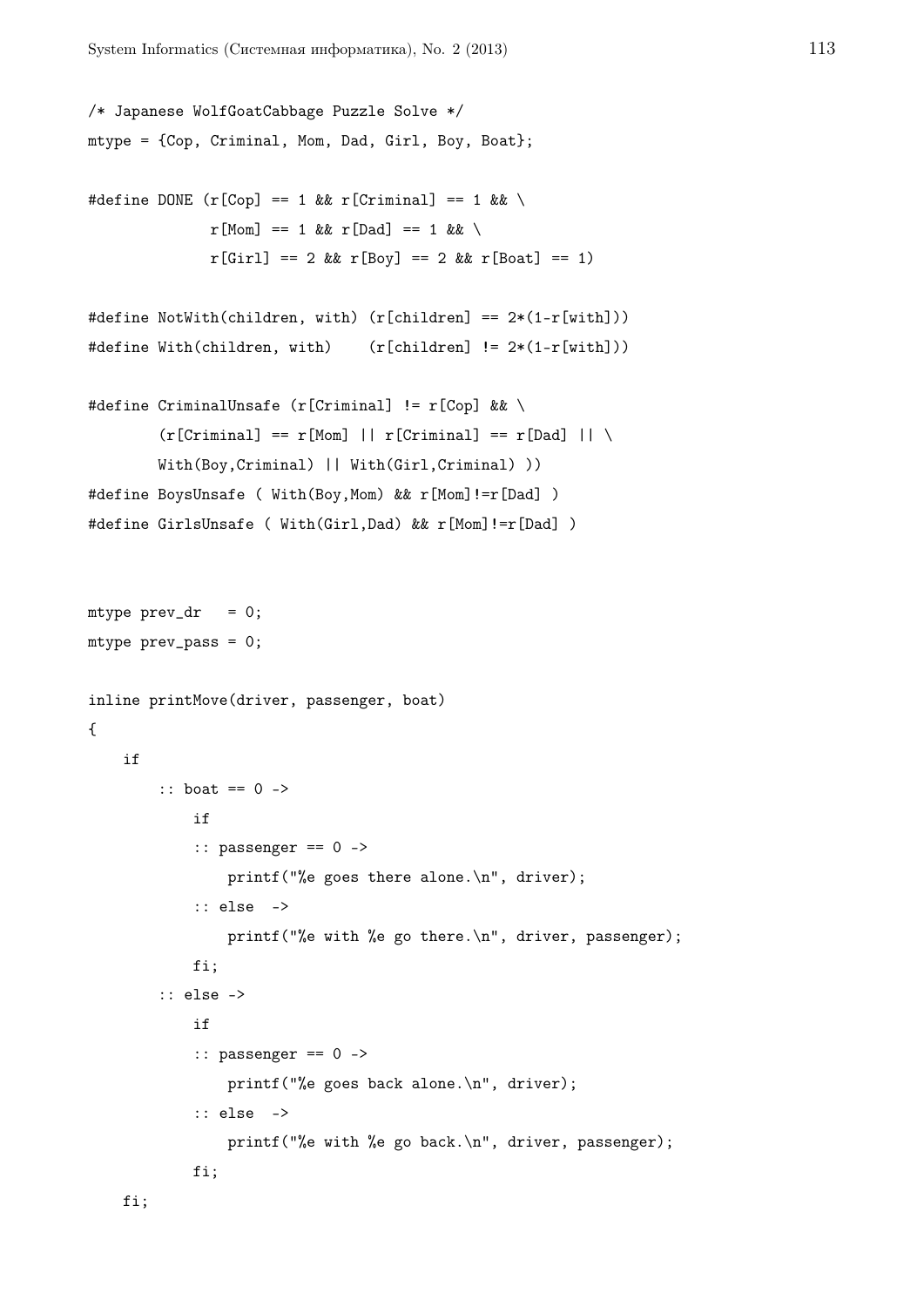```
/* Japanese WolfGoatCabbage Puzzle Solve */
mtype = {Cop, Criminal, Mom, Dad, Girl, Boy, Boat};

#define DONE (r[Cop] == 1 && r[Criminal] == 1 && \
              r[Mom] == 1 && r[Dad] == 1 && \
              r[Girl] == 2 && r[Boy] == 2 && r[Boat] == 1)

#define NotWith(children, with) (r[children] == 2*(1-r[with]))
#define With(children, with)    (r[children] != 2*(1-r[with]))

#define CriminalUnsafe (r[Criminal] != r[Cop] && \
        (r[Criminal] == r[Mom] || r[Criminal] == r[Dad] || \
        With(Boy,Criminal) || With(Girl,Criminal) ))
#define BoysUnsafe ( With(Boy,Mom) && r[Mom]!=r[Dad] )
#define GirlsUnsafe ( With(Girl,Dad) && r[Mom]!=r[Dad] )


mtype prev_dr   = 0;
mtype prev_pass = 0;

inline printMove(driver, passenger, boat)
{
    if
        :: boat == 0 ->
            if
            :: passenger == 0 ->
                printf("%e goes there alone.\n", driver);
            :: else  ->
                printf("%e with %e go there.\n", driver, passenger);
            fi;
        :: else ->
            if
            :: passenger == 0 ->
                printf("%e goes back alone.\n", driver);
            :: else  ->
                printf("%e with %e go back.\n", driver, passenger);
            fi;
    fi;
```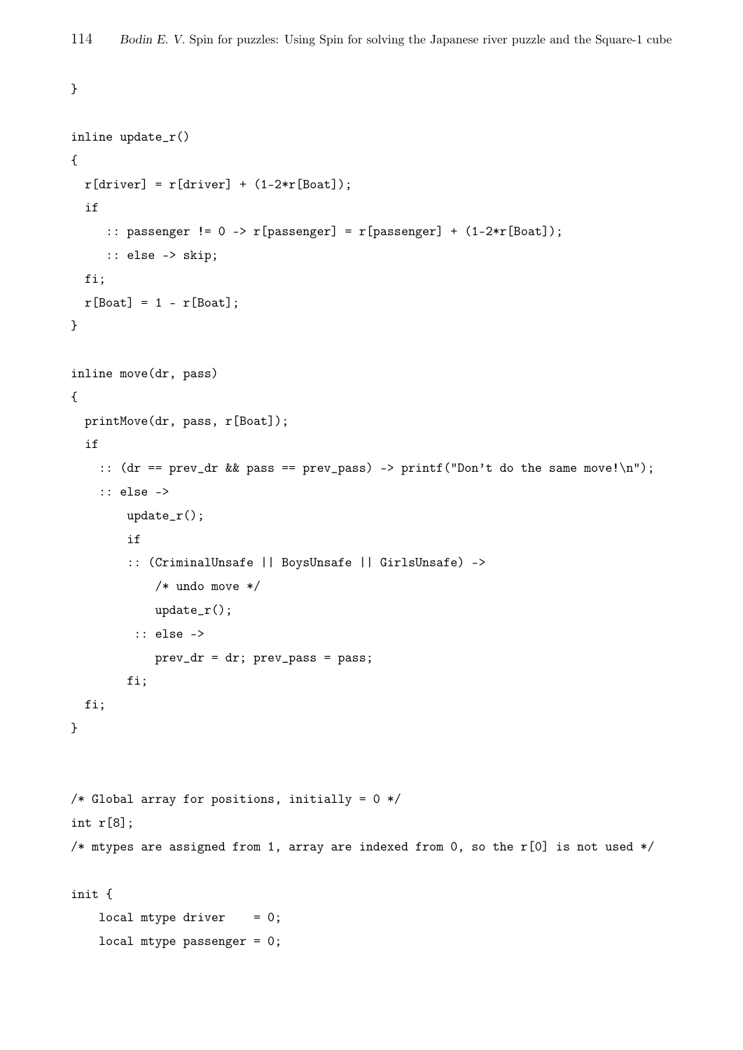```
}

inline update_r()
{
  r[driver] = r[driver] + (1-2*r[Boat]);
  if
     :: passenger != 0 -> r[passenger] = r[passenger] + (1-2*r[Boat]);
     :: else -> skip;
  fi;
  r[Boat] = 1 - r[Boat];
}

inline move(dr, pass)
{
  printMove(dr, pass, r[Boat]);
  if
    :: (dr == prev_dr && pass == prev_pass) -> printf("Don't do the same move!\n");
    :: else ->
        update_r();
        if
        :: (CriminalUnsafe || BoysUnsafe || GirlsUnsafe) ->
            /* undo move */
            update_r();
         :: else ->
            prev_dr = dr; prev_pass = pass;
        fi;
  fi;
}


/* Global array for positions, initially = 0 */
int r[8];
/* mtypes are assigned from 1, array are indexed from 0, so the r[0] is not used */

init {
    local mtype driver    = 0;
    local mtype passenger = 0;
```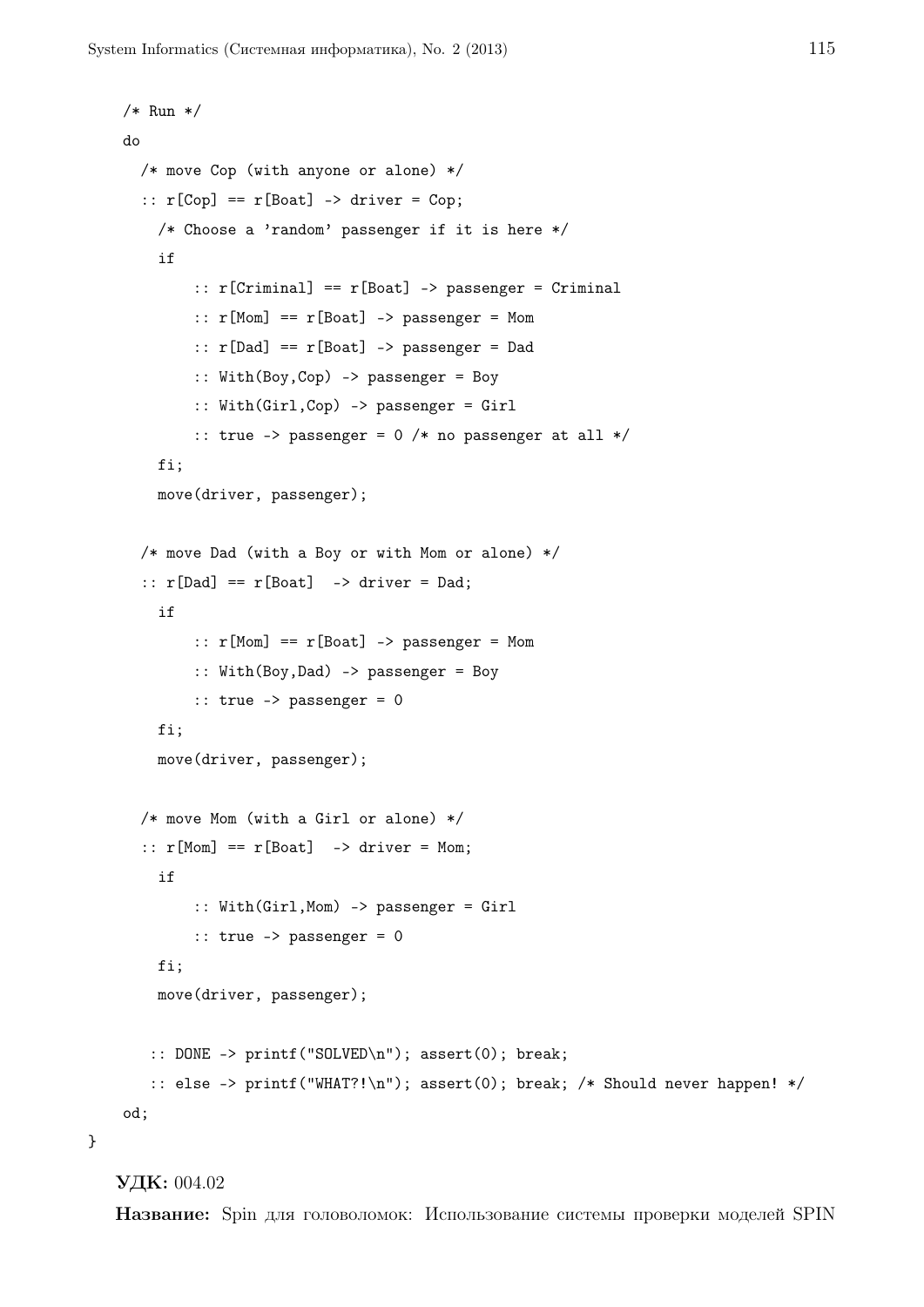```
    /* Run */
    do
      /* move Cop (with anyone or alone) */
      :: r[Cop] == r[Boat] -> driver = Cop;
        /* Choose a 'random' passenger if it is here */
        if
            :: r[Criminal] == r[Boat] -> passenger = Criminal
            :: r[Mom] == r[Boat] -> passenger = Mom
            :: r[Dad] == r[Boat] -> passenger = Dad
            :: With(Boy,Cop) -> passenger = Boy
            :: With(Girl,Cop) -> passenger = Girl
            :: true -> passenger = 0 /* no passenger at all */
        fi;
        move(driver, passenger);

      /* move Dad (with a Boy or with Mom or alone) */
      :: r[Dad] == r[Boat]  -> driver = Dad;
        if
            :: r[Mom] == r[Boat] -> passenger = Mom
            :: With(Boy,Dad) -> passenger = Boy
            :: true -> passenger = 0
        fi;
        move(driver, passenger);

      /* move Mom (with a Girl or alone) */
      :: r[Mom] == r[Boat]  -> driver = Mom;
        if
            :: With(Girl,Mom) -> passenger = Girl
            :: true -> passenger = 0
        fi;
        move(driver, passenger);

       :: DONE -> printf("SOLVED\n"); assert(0); break;
       :: else -> printf("WHAT?!\n"); assert(0); break; /* Should never happen! */
    od;
}
```

**УДК:** 004.02

**Название:** Spin для головоломок: Использование системы проверки моделей SPIN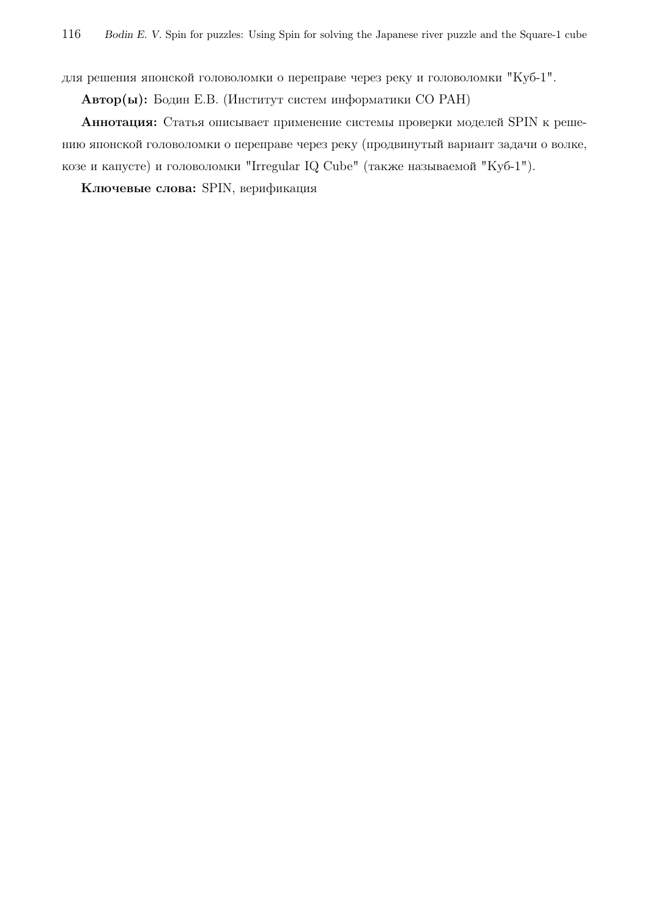для решения японской головоломки о переправе через реку и головоломки "Куб-1".

**Автор(ы):** Бодин Е.В. (Институт систем информатики СО РАН)

**Аннотация:** Статья описывает применение системы проверки моделей SPIN к решению японской головоломки о переправе через реку (продвинутый вариант задачи о волке, козе и капусте) и головоломки "Irregular IQ Cube" (также называемой "Куб-1").

**Ключевые слова:** SPIN, верификация